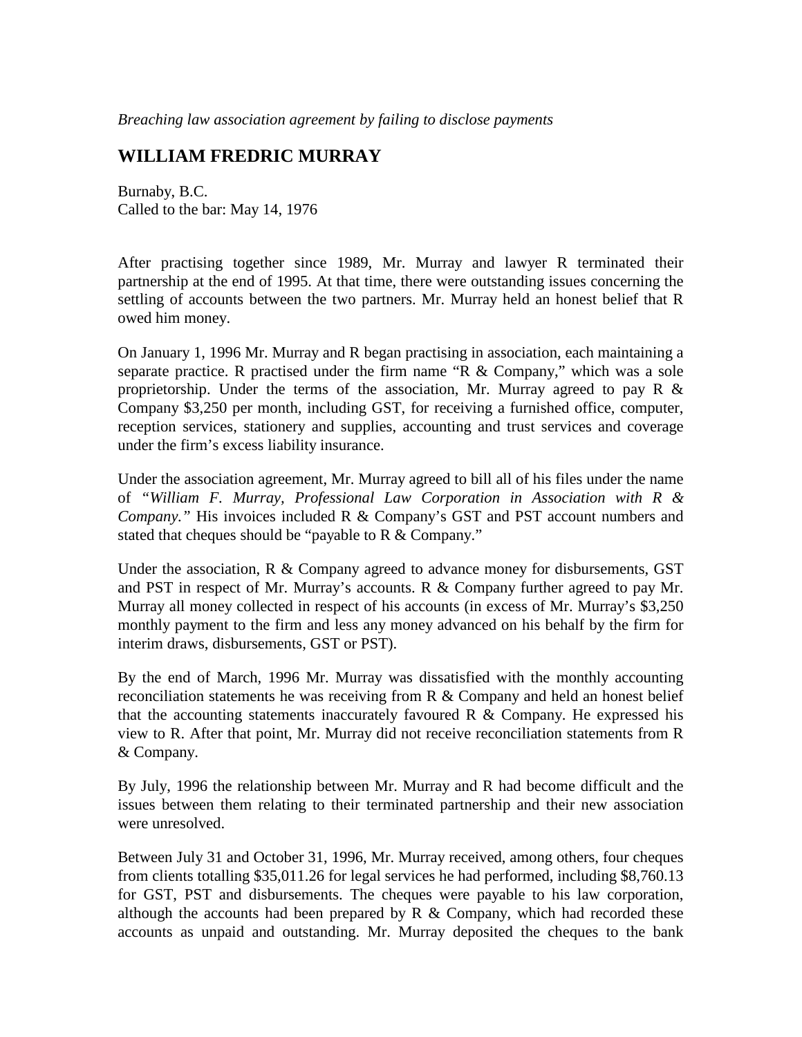*Breaching law association agreement by failing to disclose payments*

## WILLIAM FREDRIC MURRAY

Burnaby, B.C.
Called to the bar: May 14, 1976

After practising together since 1989, Mr. Murray and lawyer R terminated their partnership at the end of 1995. At that time, there were outstanding issues concerning the settling of accounts between the two partners. Mr. Murray held an honest belief that R owed him money.

On January 1, 1996 Mr. Murray and R began practising in association, each maintaining a separate practice. R practised under the firm name "R & Company," which was a sole proprietorship. Under the terms of the association, Mr. Murray agreed to pay R & Company $3,250 per month, including GST, for receiving a furnished office, computer, reception services, stationery and supplies, accounting and trust services and coverage under the firm's excess liability insurance.

Under the association agreement, Mr. Murray agreed to bill all of his files under the name of *"William F. Murray, Professional Law Corporation in Association with R & Company."* His invoices included R & Company's GST and PST account numbers and stated that cheques should be "payable to R & Company."

Under the association, R & Company agreed to advance money for disbursements, GST and PST in respect of Mr. Murray's accounts. R & Company further agreed to pay Mr. Murray all money collected in respect of his accounts (in excess of Mr. Murray's $3,250 monthly payment to the firm and less any money advanced on his behalf by the firm for interim draws, disbursements, GST or PST).

By the end of March, 1996 Mr. Murray was dissatisfied with the monthly accounting reconciliation statements he was receiving from R & Company and held an honest belief that the accounting statements inaccurately favoured R & Company. He expressed his view to R. After that point, Mr. Murray did not receive reconciliation statements from R & Company.

By July, 1996 the relationship between Mr. Murray and R had become difficult and the issues between them relating to their terminated partnership and their new association were unresolved.

Between July 31 and October 31, 1996, Mr. Murray received, among others, four cheques from clients totalling $35,011.26 for legal services he had performed, including $8,760.13 for GST, PST and disbursements. The cheques were payable to his law corporation, although the accounts had been prepared by R & Company, which had recorded these accounts as unpaid and outstanding. Mr. Murray deposited the cheques to the bank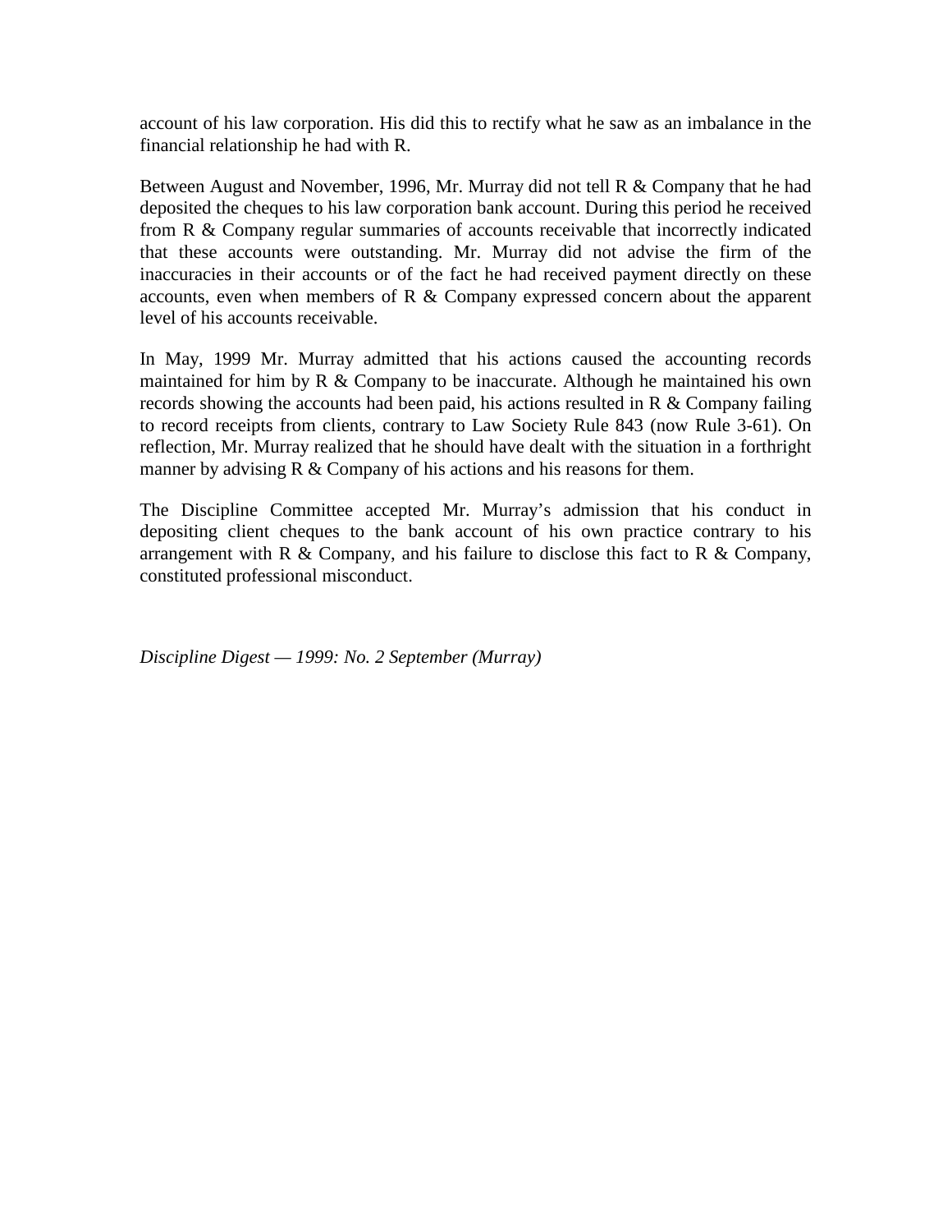account of his law corporation. His did this to rectify what he saw as an imbalance in the financial relationship he had with R.

Between August and November, 1996, Mr. Murray did not tell R & Company that he had deposited the cheques to his law corporation bank account. During this period he received from R & Company regular summaries of accounts receivable that incorrectly indicated that these accounts were outstanding. Mr. Murray did not advise the firm of the inaccuracies in their accounts or of the fact he had received payment directly on these accounts, even when members of R & Company expressed concern about the apparent level of his accounts receivable.

In May, 1999 Mr. Murray admitted that his actions caused the accounting records maintained for him by R & Company to be inaccurate. Although he maintained his own records showing the accounts had been paid, his actions resulted in R & Company failing to record receipts from clients, contrary to Law Society Rule 843 (now Rule 3-61). On reflection, Mr. Murray realized that he should have dealt with the situation in a forthright manner by advising R & Company of his actions and his reasons for them.

The Discipline Committee accepted Mr. Murray's admission that his conduct in depositing client cheques to the bank account of his own practice contrary to his arrangement with R & Company, and his failure to disclose this fact to R & Company, constituted professional misconduct.

*Discipline Digest — 1999: No. 2 September (Murray)*